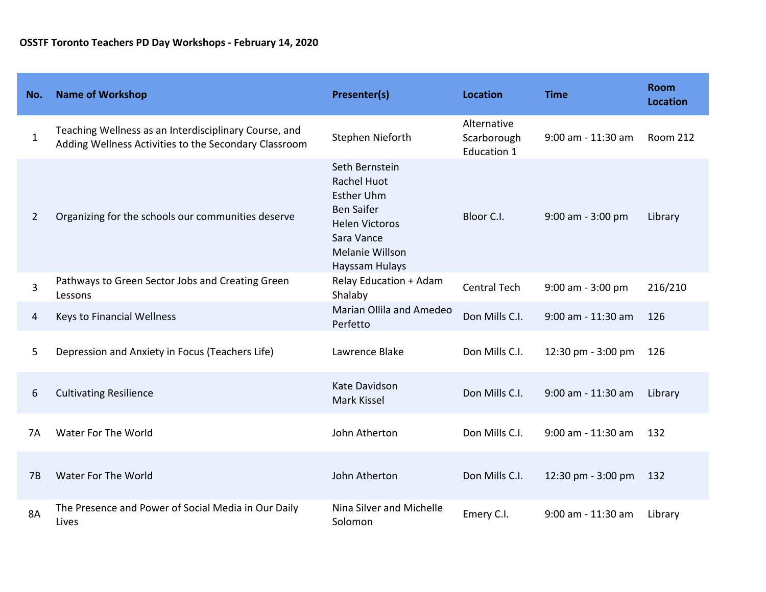**OSSTF Toronto Teachers PD Day Workshops - February 14, 2020**

| No. | Name of Workshop | Presenter(s) | Location | Time | Room Location |
|---|---|---|---|---|---|
| 1 | Teaching Wellness as an Interdisciplinary Course, and Adding Wellness Activities to the Secondary Classroom | Stephen Nieforth | Alternative Scarborough Education 1 | 9:00 am - 11:30 am | Room 212 |
| 2 | Organizing for the schools our communities deserve | Seth Bernstein<br>Rachel Huot<br>Esther Uhm<br>Ben Saifer<br>Helen Victoros<br>Sara Vance<br>Melanie Willson<br>Hayssam Hulays | Bloor C.I. | 9:00 am - 3:00 pm | Library |
| 3 | Pathways to Green Sector Jobs and Creating Green Lessons | Relay Education + Adam Shalaby | Central Tech | 9:00 am - 3:00 pm | 216/210 |
| 4 | Keys to Financial Wellness | Marian Ollila and Amedeo Perfetto | Don Mills C.I. | 9:00 am - 11:30 am | 126 |
| 5 | Depression and Anxiety in Focus (Teachers Life) | Lawrence Blake | Don Mills C.I. | 12:30 pm - 3:00 pm | 126 |
| 6 | Cultivating Resilience | Kate Davidson<br>Mark Kissel | Don Mills C.I. | 9:00 am - 11:30 am | Library |
| 7A | Water For The World | John Atherton | Don Mills C.I. | 9:00 am - 11:30 am | 132 |
| 7B | Water For The World | John Atherton | Don Mills C.I. | 12:30 pm - 3:00 pm | 132 |
| 8A | The Presence and Power of Social Media in Our Daily Lives | Nina Silver and Michelle Solomon | Emery C.I. | 9:00 am - 11:30 am | Library |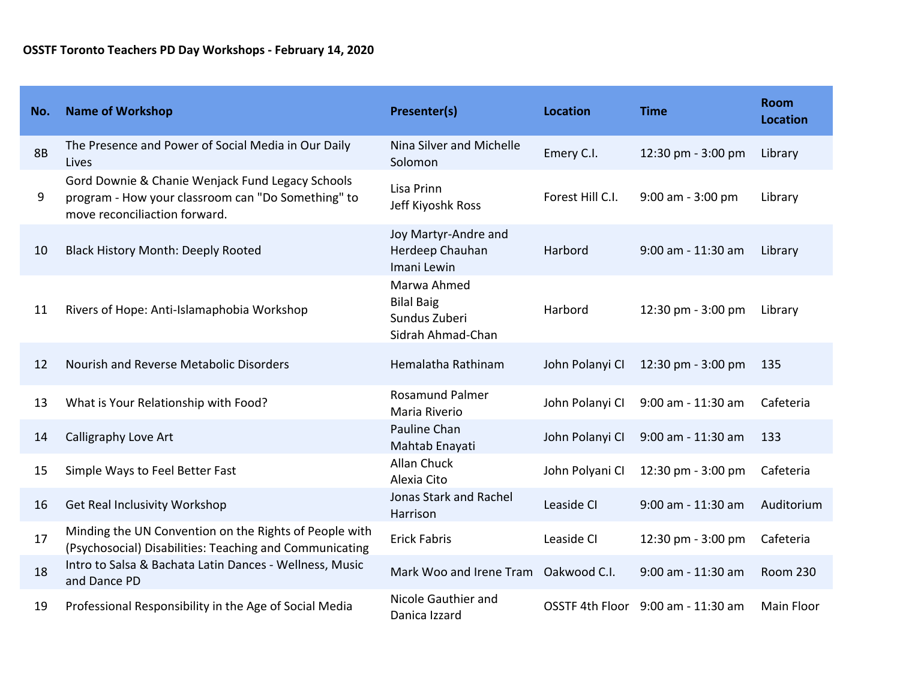**OSSTF Toronto Teachers PD Day Workshops - February 14, 2020**

| No. | Name of Workshop | Presenter(s) | Location | Time | Room Location |
|---|---|---|---|---|---|
| 8B | The Presence and Power of Social Media in Our Daily Lives | Nina Silver and Michelle Solomon | Emery C.I. | 12:30 pm - 3:00 pm | Library |
| 9 | Gord Downie & Chanie Wenjack Fund Legacy Schools program - How your classroom can "Do Something" to move reconciliaction forward. | Lisa Prinn<br>Jeff Kiyoshk Ross | Forest Hill C.I. | 9:00 am - 3:00 pm | Library |
| 10 | Black History Month: Deeply Rooted | Joy Martyr-Andre and Herdeep Chauhan<br>Imani Lewin | Harbord | 9:00 am - 11:30 am | Library |
| 11 | Rivers of Hope: Anti-Islamaphobia Workshop | Marwa Ahmed<br>Bilal Baig<br>Sundus Zuberi<br>Sidrah Ahmad-Chan | Harbord | 12:30 pm - 3:00 pm | Library |
| 12 | Nourish and Reverse Metabolic Disorders | Hemalatha Rathinam | John Polanyi CI | 12:30 pm - 3:00 pm | 135 |
| 13 | What is Your Relationship with Food? | Rosamund Palmer<br>Maria Riverio | John Polanyi CI | 9:00 am - 11:30 am | Cafeteria |
| 14 | Calligraphy Love Art | Pauline Chan<br>Mahtab Enayati | John Polanyi CI | 9:00 am - 11:30 am | 133 |
| 15 | Simple Ways to Feel Better Fast | Allan Chuck<br>Alexia Cito | John Polyani CI | 12:30 pm - 3:00 pm | Cafeteria |
| 16 | Get Real Inclusivity Workshop | Jonas Stark and Rachel Harrison | Leaside CI | 9:00 am - 11:30 am | Auditorium |
| 17 | Minding the UN Convention on the Rights of People with (Psychosocial) Disabilities: Teaching and Communicating | Erick Fabris | Leaside CI | 12:30 pm - 3:00 pm | Cafeteria |
| 18 | Intro to Salsa & Bachata Latin Dances - Wellness, Music and Dance PD | Mark Woo and Irene Tram | Oakwood C.I. | 9:00 am - 11:30 am | Room 230 |
| 19 | Professional Responsibility in the Age of Social Media | Nicole Gauthier and Danica Izzard | OSSTF 4th Floor | 9:00 am - 11:30 am | Main Floor |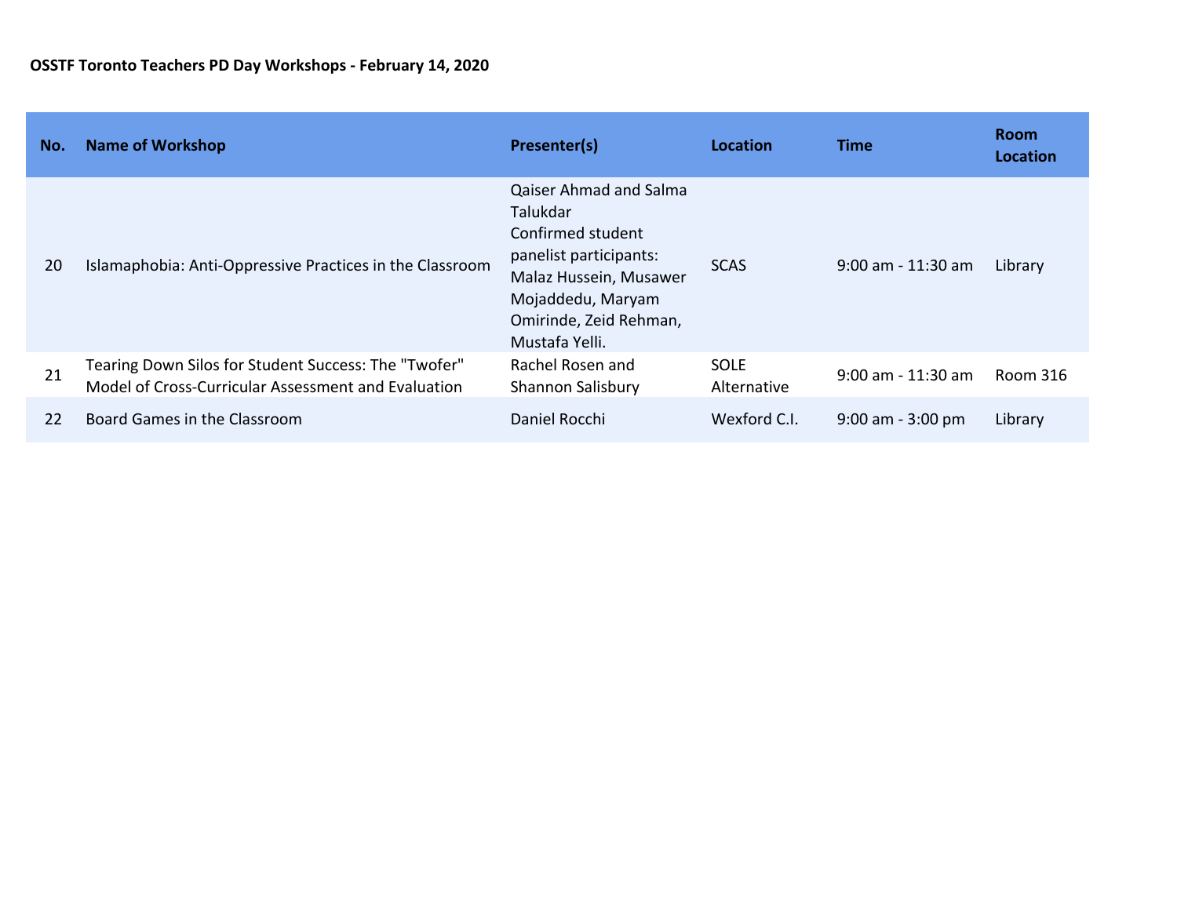**OSSTF Toronto Teachers PD Day Workshops - February 14, 2020**

| No. | Name of Workshop | Presenter(s) | Location | Time | Room Location |
|---|---|---|---|---|---|
| 20 | Islamaphobia: Anti-Oppressive Practices in the Classroom | Qaiser Ahmad and Salma Talukdar Confirmed student panelist participants: Malaz Hussein, Musawer Mojaddedu, Maryam Omirinde, Zeid Rehman, Mustafa Yelli. | SCAS | 9:00 am - 11:30 am | Library |
| 21 | Tearing Down Silos for Student Success: The "Twofer" Model of Cross-Curricular Assessment and Evaluation | Rachel Rosen and Shannon Salisbury | SOLE Alternative | 9:00 am - 11:30 am | Room 316 |
| 22 | Board Games in the Classroom | Daniel Rocchi | Wexford C.I. | 9:00 am - 3:00 pm | Library |